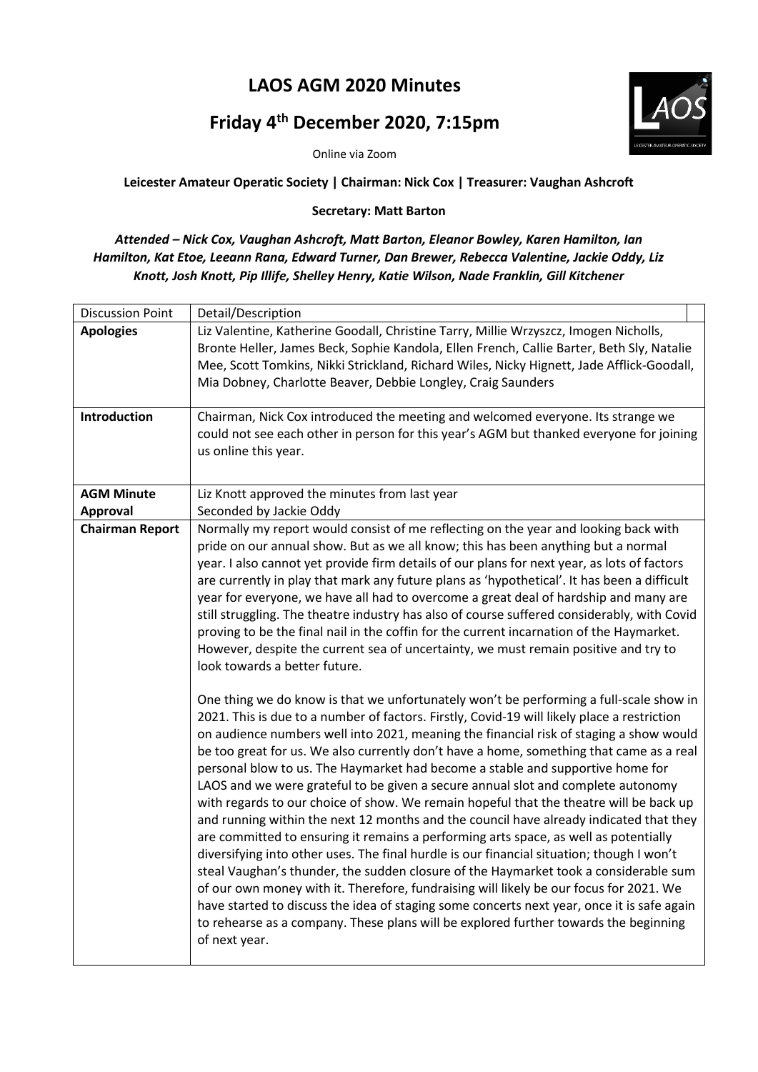# LAOS AGM 2020 Minutes

## Friday 4th December 2020, 7:15pm

Online via Zoom

**Leicester Amateur Operatic Society | Chairman: Nick Cox | Treasurer: Vaughan Ashcroft**

**Secretary: Matt Barton**

***Attended – Nick Cox, Vaughan Ashcroft, Matt Barton, Eleanor Bowley, Karen Hamilton, Ian Hamilton, Kat Etoe, Leeann Rana, Edward Turner, Dan Brewer, Rebecca Valentine, Jackie Oddy, Liz Knott, Josh Knott, Pip Illife, Shelley Henry, Katie Wilson, Nade Franklin, Gill Kitchener***

| Discussion Point | Detail/Description |
| --- | --- |
| **Apologies** | Liz Valentine, Katherine Goodall, Christine Tarry, Millie Wrzyszcz, Imogen Nicholls, Bronte Heller, James Beck, Sophie Kandola, Ellen French, Callie Barter, Beth Sly, Natalie Mee, Scott Tomkins, Nikki Strickland, Richard Wiles, Nicky Hignett, Jade Afflick-Goodall, Mia Dobney, Charlotte Beaver, Debbie Longley, Craig Saunders |
| **Introduction** | Chairman, Nick Cox introduced the meeting and welcomed everyone. Its strange we could not see each other in person for this year's AGM but thanked everyone for joining us online this year. |
| **AGM Minute Approval** | Liz Knott approved the minutes from last year<br>Seconded by Jackie Oddy |
| **Chairman Report** | Normally my report would consist of me reflecting on the year and looking back with pride on our annual show. But as we all know; this has been anything but a normal year. I also cannot yet provide firm details of our plans for next year, as lots of factors are currently in play that mark any future plans as 'hypothetical'. It has been a difficult year for everyone, we have all had to overcome a great deal of hardship and many are still struggling. The theatre industry has also of course suffered considerably, with Covid proving to be the final nail in the coffin for the current incarnation of the Haymarket. However, despite the current sea of uncertainty, we must remain positive and try to look towards a better future.<br><br>One thing we do know is that we unfortunately won't be performing a full-scale show in 2021. This is due to a number of factors. Firstly, Covid-19 will likely place a restriction on audience numbers well into 2021, meaning the financial risk of staging a show would be too great for us. We also currently don't have a home, something that came as a real personal blow to us. The Haymarket had become a stable and supportive home for LAOS and we were grateful to be given a secure annual slot and complete autonomy with regards to our choice of show. We remain hopeful that the theatre will be back up and running within the next 12 months and the council have already indicated that they are committed to ensuring it remains a performing arts space, as well as potentially diversifying into other uses. The final hurdle is our financial situation; though I won't steal Vaughan's thunder, the sudden closure of the Haymarket took a considerable sum of our own money with it. Therefore, fundraising will likely be our focus for 2021. We have started to discuss the idea of staging some concerts next year, once it is safe again to rehearse as a company. These plans will be explored further towards the beginning of next year. |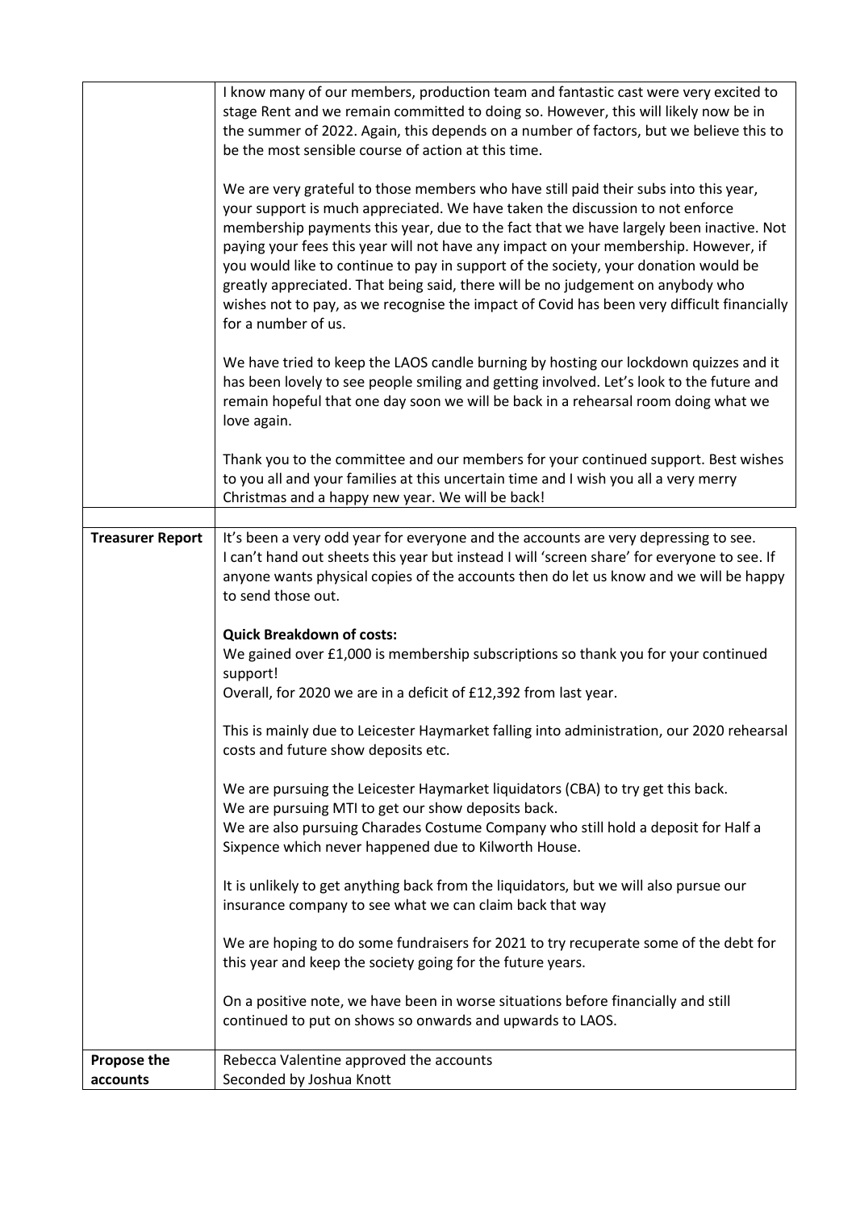| | |
|---|---|
| | I know many of our members, production team and fantastic cast were very excited to stage Rent and we remain committed to doing so. However, this will likely now be in the summer of 2022. Again, this depends on a number of factors, but we believe this to be the most sensible course of action at this time.<br><br>We are very grateful to those members who have still paid their subs into this year, your support is much appreciated. We have taken the discussion to not enforce membership payments this year, due to the fact that we have largely been inactive. Not paying your fees this year will not have any impact on your membership. However, if you would like to continue to pay in support of the society, your donation would be greatly appreciated. That being said, there will be no judgement on anybody who wishes not to pay, as we recognise the impact of Covid has been very difficult financially for a number of us.<br><br>We have tried to keep the LAOS candle burning by hosting our lockdown quizzes and it has been lovely to see people smiling and getting involved. Let's look to the future and remain hopeful that one day soon we will be back in a rehearsal room doing what we love again.<br><br>Thank you to the committee and our members for your continued support. Best wishes to you all and your families at this uncertain time and I wish you all a very merry Christmas and a happy new year. We will be back! |
| | |
| **Treasurer Report** | It's been a very odd year for everyone and the accounts are very depressing to see. I can't hand out sheets this year but instead I will 'screen share' for everyone to see. If anyone wants physical copies of the accounts then do let us know and we will be happy to send those out.<br><br>**Quick Breakdown of costs:**<br>We gained over £1,000 is membership subscriptions so thank you for your continued support!<br>Overall, for 2020 we are in a deficit of £12,392 from last year.<br><br>This is mainly due to Leicester Haymarket falling into administration, our 2020 rehearsal costs and future show deposits etc.<br><br>We are pursuing the Leicester Haymarket liquidators (CBA) to try get this back.<br>We are pursuing MTI to get our show deposits back.<br>We are also pursuing Charades Costume Company who still hold a deposit for Half a Sixpence which never happened due to Kilworth House.<br><br>It is unlikely to get anything back from the liquidators, but we will also pursue our insurance company to see what we can claim back that way<br><br>We are hoping to do some fundraisers for 2021 to try recuperate some of the debt for this year and keep the society going for the future years.<br><br>On a positive note, we have been in worse situations before financially and still continued to put on shows so onwards and upwards to LAOS. |
| **Propose the accounts** | Rebecca Valentine approved the accounts<br>Seconded by Joshua Knott |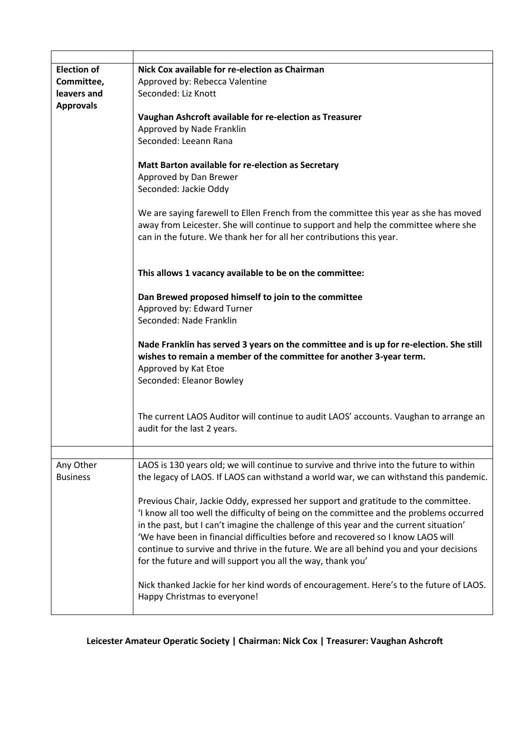| | |
|---|---|
| **Election of Committee, leavers and Approvals** | **Nick Cox available for re-election as Chairman**<br>Approved by: Rebecca Valentine<br>Seconded: Liz Knott<br><br>**Vaughan Ashcroft available for re-election as Treasurer**<br>Approved by Nade Franklin<br>Seconded: Leeann Rana<br><br>**Matt Barton available for re-election as Secretary**<br>Approved by Dan Brewer<br>Seconded: Jackie Oddy<br><br>We are saying farewell to Ellen French from the committee this year as she has moved away from Leicester. She will continue to support and help the committee where she can in the future. We thank her for all her contributions this year.<br><br>**This allows 1 vacancy available to be on the committee:**<br><br>**Dan Brewed proposed himself to join to the committee**<br>Approved by: Edward Turner<br>Seconded: Nade Franklin<br><br>**Nade Franklin has served 3 years on the committee and is up for re-election. She still wishes to remain a member of the committee for another 3-year term.**<br>Approved by Kat Etoe<br>Seconded: Eleanor Bowley<br><br>The current LAOS Auditor will continue to audit LAOS' accounts. Vaughan to arrange an audit for the last 2 years. |
| | |
| Any Other Business | LAOS is 130 years old; we will continue to survive and thrive into the future to within the legacy of LAOS. If LAOS can withstand a world war, we can withstand this pandemic.<br><br>Previous Chair, Jackie Oddy, expressed her support and gratitude to the committee. 'I know all too well the difficulty of being on the committee and the problems occurred in the past, but I can't imagine the challenge of this year and the current situation' 'We have been in financial difficulties before and recovered so I know LAOS will continue to survive and thrive in the future. We are all behind you and your decisions for the future and will support you all the way, thank you'<br><br>Nick thanked Jackie for her kind words of encouragement. Here's to the future of LAOS. Happy Christmas to everyone! |

**Leicester Amateur Operatic Society | Chairman: Nick Cox | Treasurer: Vaughan Ashcroft**